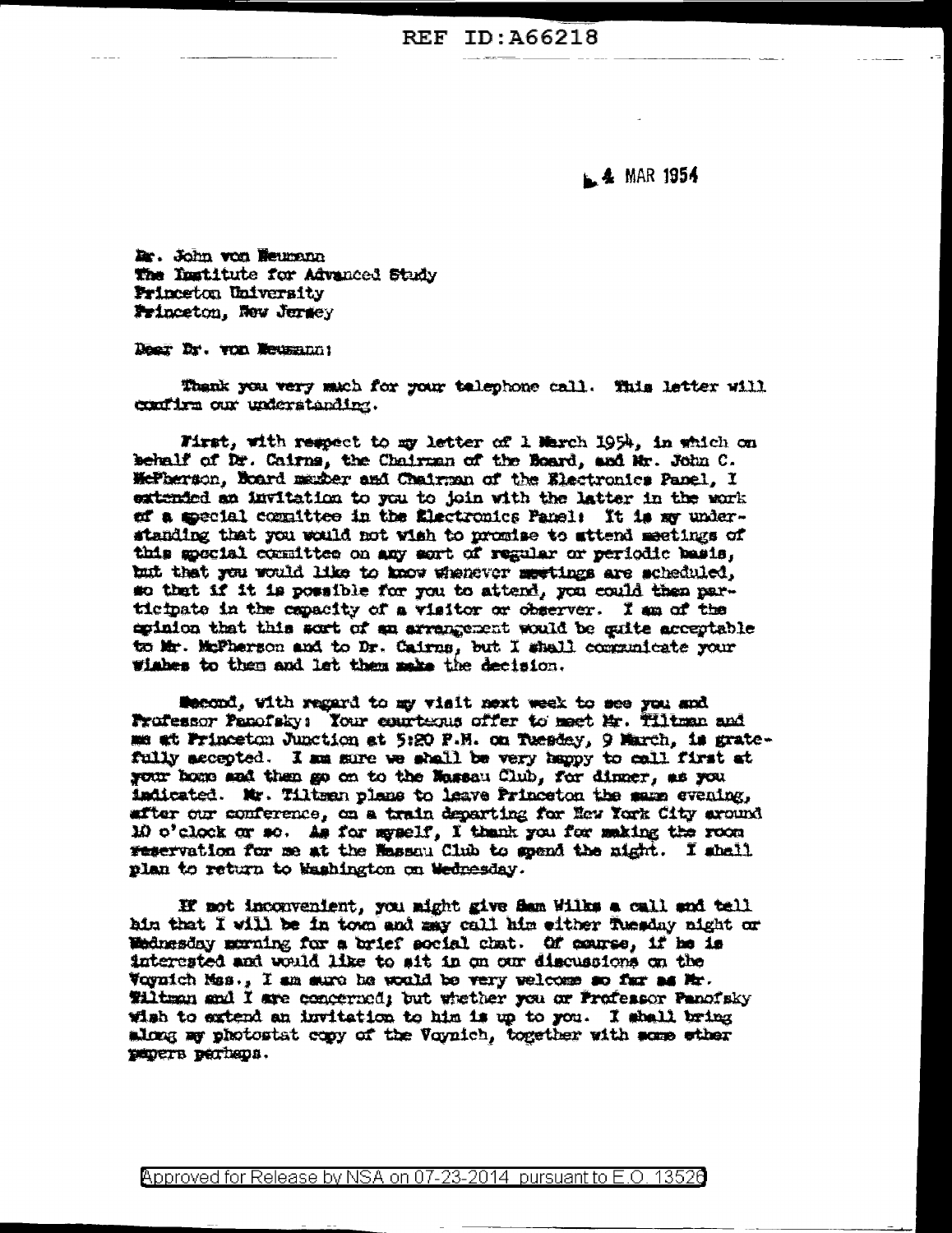REF ID:A66218

4 MAR 1954

Dr. John von Neumann
The Institute for Advanced Study
Princeton University
Princeton, New Jersey

Dear Dr. von Neumann:

Thank you very much for your telephone call. This letter will confirm our understanding.

First, with respect to my letter of 1 March 1954, in which on behalf of Dr. Cairns, the Chairman of the Board, and Mr. John C. McPherson, Board member and Chairman of the Electronics Panel, I extended an invitation to you to join with the latter in the work of a special committee in the Electronics Panel: It is my understanding that you would not wish to promise to attend meetings of this special committee on any sort of regular or periodic basis, but that you would like to know whenever meetings are scheduled, so that if it is possible for you to attend, you could then participate in the capacity of a visitor or observer. I am of the opinion that this sort of an arrangement would be quite acceptable to Mr. McPherson and to Dr. Cairns, but I shall communicate your wishes to them and let them make the decision.

Second, with regard to my visit next week to see you and Professor Panofsky: Your courteous offer to meet Mr. Tiltman and me at Princeton Junction at 5:20 P.M. on Tuesday, 9 March, is gratefully accepted. I am sure we shall be very happy to call first at your home and then go on to the Nassau Club, for dinner, as you indicated. Mr. Tiltman plans to leave Princeton the same evening, after our conference, on a train departing for New York City around 10 o'clock or so. As for myself, I thank you for making the room reservation for me at the Nassau Club to spend the night. I shall plan to return to Washington on Wednesday.

If not inconvenient, you might give Sam Wilks a call and tell him that I will be in town and may call him either Tuesday night or Wednesday morning for a brief social chat. Of course, if he is interested and would like to sit in on our discussions on the Voynich Mss., I am sure he would be very welcome so far as Mr. Tiltman and I are concerned; but whether you or Professor Panofsky wish to extend an invitation to him is up to you. I shall bring along my photostat copy of the Voynich, together with some other papers perhaps.

Approved for Release by NSA on 07-23-2014 pursuant to E.O. 13526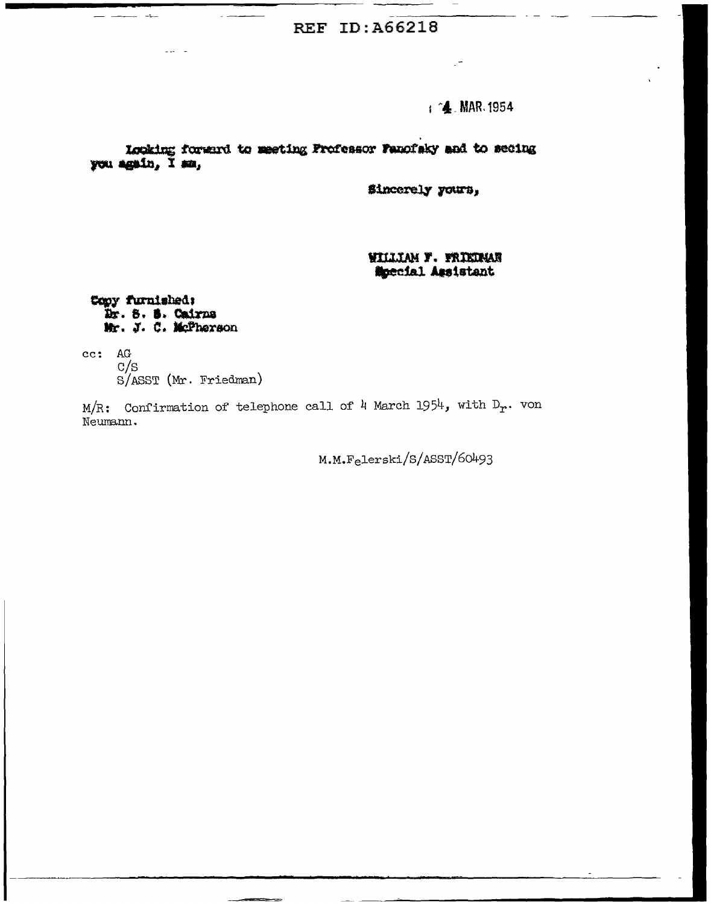REF ID:A66218

4 MAR 1954

Looking forward to meeting Professor Panofsky and to seeing you again, I am,

Sincerely yours,

WILLIAM F. FRIEDMAN
Special Assistant

Copy furnished:
Dr. S. S. Cairns
Mr. J. C. McPherson

cc: AG
C/S
S/ASST (Mr. Friedman)

M/R: Confirmation of telephone call of 4 March 1954, with Dr. von Neumann.

M.M.Felerski/S/ASST/60493